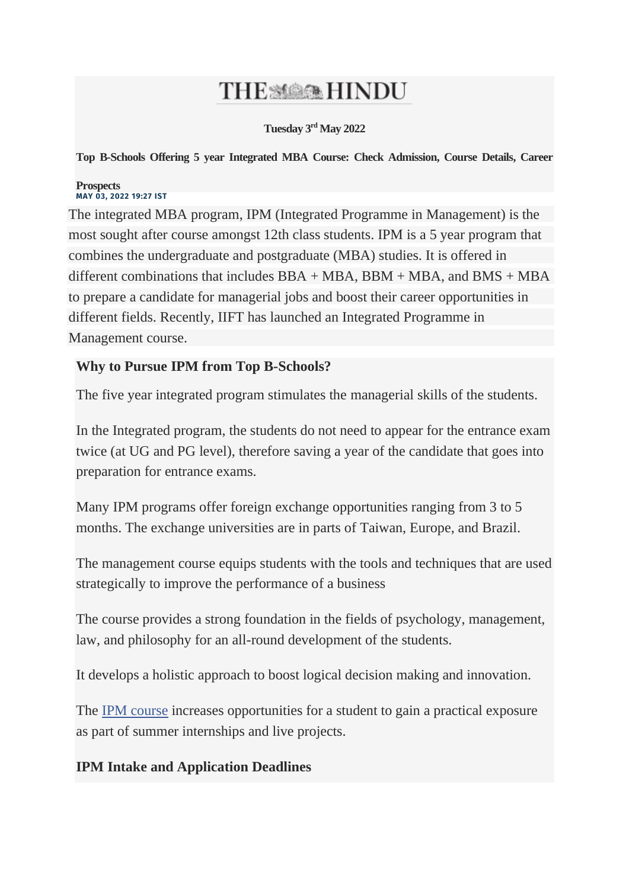# THE HINDU

**Tuesday 3rd May 2022**

**Top B-Schools Offering 5 year Integrated MBA Course: Check Admission, Course Details, Career Prospects**

MAY 03, 2022 19:27 IST

The integrated MBA program, IPM (Integrated Programme in Management) is the most sought after course amongst 12th class students. IPM is a 5 year program that combines the undergraduate and postgraduate (MBA) studies. It is offered in different combinations that includes BBA + MBA, BBM + MBA, and BMS + MBA to prepare a candidate for managerial jobs and boost their career opportunities in different fields. Recently, IIFT has launched an Integrated Programme in Management course.

**Why to Pursue IPM from Top B-Schools?**

The five year integrated program stimulates the managerial skills of the students.

In the Integrated program, the students do not need to appear for the entrance exam twice (at UG and PG level), therefore saving a year of the candidate that goes into preparation for entrance exams.

Many IPM programs offer foreign exchange opportunities ranging from 3 to 5 months. The exchange universities are in parts of Taiwan, Europe, and Brazil.

The management course equips students with the tools and techniques that are used strategically to improve the performance of a business

The course provides a strong foundation in the fields of psychology, management, law, and philosophy for an all-round development of the students.

It develops a holistic approach to boost logical decision making and innovation.

The IPM course increases opportunities for a student to gain a practical exposure as part of summer internships and live projects.

**IPM Intake and Application Deadlines**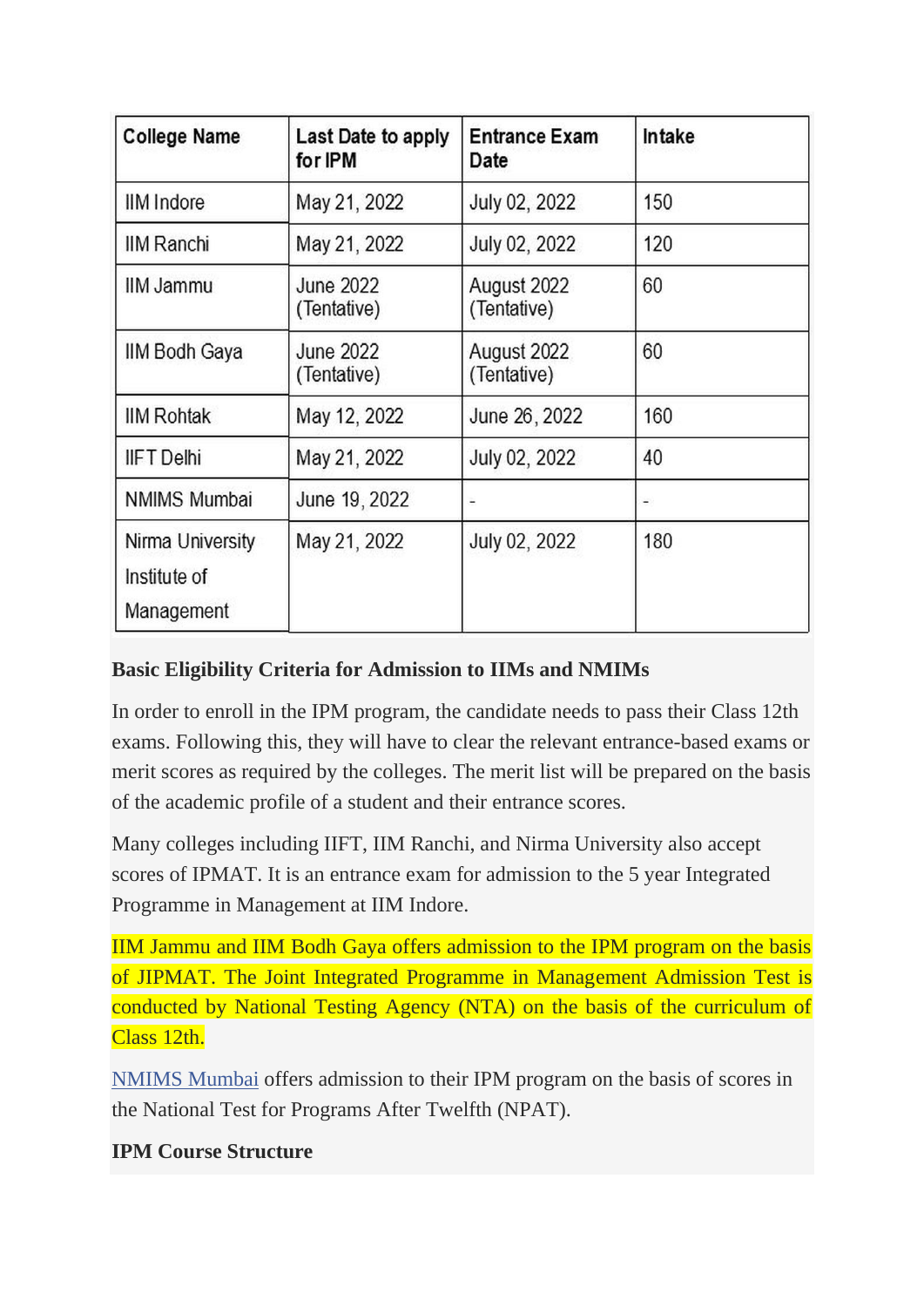| College Name | Last Date to apply for IPM | Entrance Exam Date | Intake |
| --- | --- | --- | --- |
| IIM Indore | May 21, 2022 | July 02, 2022 | 150 |
| IIM Ranchi | May 21, 2022 | July 02, 2022 | 120 |
| IIM Jammu | June 2022 (Tentative) | August 2022 (Tentative) | 60 |
| IIM Bodh Gaya | June 2022 (Tentative) | August 2022 (Tentative) | 60 |
| IIM Rohtak | May 12, 2022 | June 26, 2022 | 160 |
| IIFT Delhi | May 21, 2022 | July 02, 2022 | 40 |
| NMIMS Mumbai | June 19, 2022 | - | - |
| Nirma University Institute of Management | May 21, 2022 | July 02, 2022 | 180 |

**Basic Eligibility Criteria for Admission to IIMs and NMIMs**

In order to enroll in the IPM program, the candidate needs to pass their Class 12th exams. Following this, they will have to clear the relevant entrance-based exams or merit scores as required by the colleges. The merit list will be prepared on the basis of the academic profile of a student and their entrance scores.

Many colleges including IIFT, IIM Ranchi, and Nirma University also accept scores of IPMAT. It is an entrance exam for admission to the 5 year Integrated Programme in Management at IIM Indore.

IIM Jammu and IIM Bodh Gaya offers admission to the IPM program on the basis of JIPMAT. The Joint Integrated Programme in Management Admission Test is conducted by National Testing Agency (NTA) on the basis of the curriculum of Class 12th.

NMIMS Mumbai offers admission to their IPM program on the basis of scores in the National Test for Programs After Twelfth (NPAT).

**IPM Course Structure**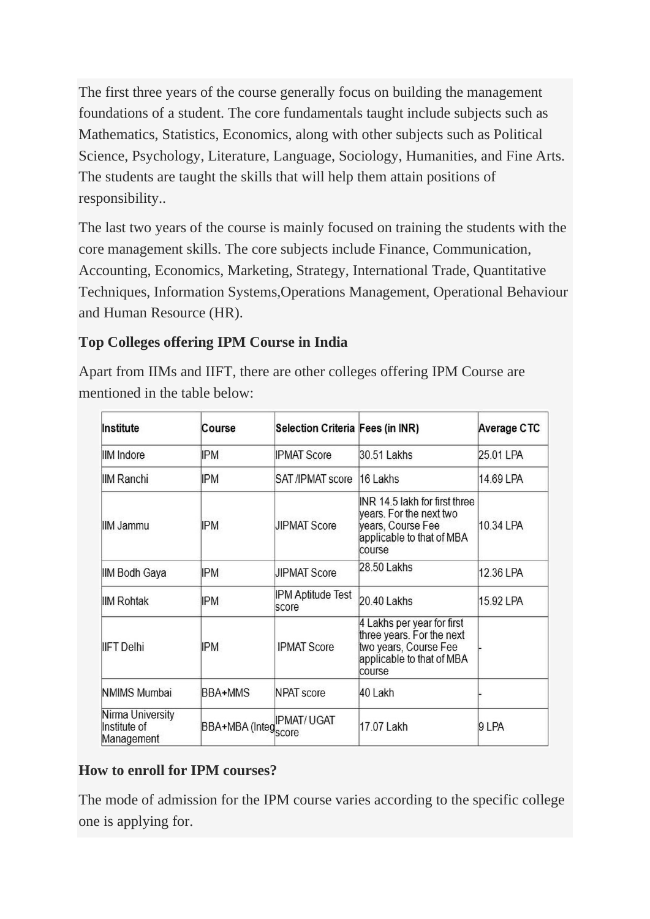The first three years of the course generally focus on building the management foundations of a student. The core fundamentals taught include subjects such as Mathematics, Statistics, Economics, along with other subjects such as Political Science, Psychology, Literature, Language, Sociology, Humanities, and Fine Arts. The students are taught the skills that will help them attain positions of responsibility..

The last two years of the course is mainly focused on training the students with the core management skills. The core subjects include Finance, Communication, Accounting, Economics, Marketing, Strategy, International Trade, Quantitative Techniques, Information Systems,Operations Management, Operational Behaviour and Human Resource (HR).

**Top Colleges offering IPM Course in India**

Apart from IIMs and IIFT, there are other colleges offering IPM Course are mentioned in the table below:

| Institute | Course | Selection Criteria | Fees (in INR) | Average CTC |
|---|---|---|---|---|
| IIM Indore | IPM | IPMAT Score | 30.51 Lakhs | 25.01 LPA |
| IIM Ranchi | IPM | SAT /IPMAT score | 16 Lakhs | 14.69 LPA |
| IIM Jammu | IPM | JIPMAT Score | INR 14.5 lakh for first three years. For the next two years, Course Fee applicable to that of MBA course | 10.34 LPA |
| IIM Bodh Gaya | IPM | JIPMAT Score | 28.50 Lakhs | 12.36 LPA |
| IIM Rohtak | IPM | IPM Aptitude Test score | 20.40 Lakhs | 15.92 LPA |
| IIFT Delhi | IPM | IPMAT Score | 4 Lakhs per year for first three years. For the next two years, Course Fee applicable to that of MBA course | - |
| NMIMS Mumbai | BBA+MMS | NPAT score | 40 Lakh | - |
| Nirma University Institute of Management | BBA+MBA (Integ | IPMAT/ UGAT score | 17.07 Lakh | 9 LPA |

**How to enroll for IPM courses?**

The mode of admission for the IPM course varies according to the specific college one is applying for.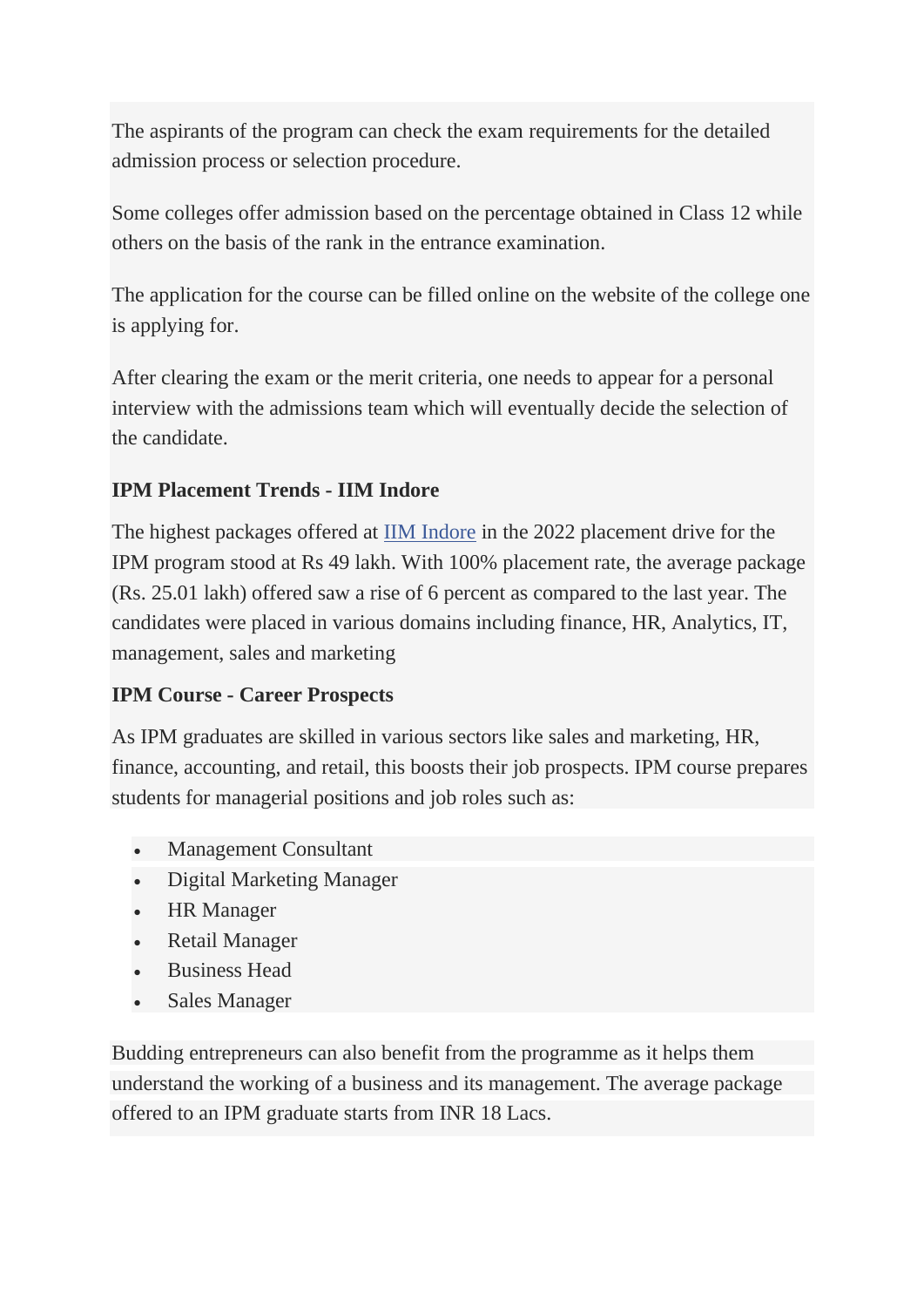The aspirants of the program can check the exam requirements for the detailed admission process or selection procedure.

Some colleges offer admission based on the percentage obtained in Class 12 while others on the basis of the rank in the entrance examination.

The application for the course can be filled online on the website of the college one is applying for.

After clearing the exam or the merit criteria, one needs to appear for a personal interview with the admissions team which will eventually decide the selection of the candidate.

**IPM Placement Trends - IIM Indore**

The highest packages offered at IIM Indore in the 2022 placement drive for the IPM program stood at Rs 49 lakh. With 100% placement rate, the average package (Rs. 25.01 lakh) offered saw a rise of 6 percent as compared to the last year. The candidates were placed in various domains including finance, HR, Analytics, IT, management, sales and marketing

**IPM Course - Career Prospects**

As IPM graduates are skilled in various sectors like sales and marketing, HR, finance, accounting, and retail, this boosts their job prospects. IPM course prepares students for managerial positions and job roles such as:

- Management Consultant
- Digital Marketing Manager
- HR Manager
- Retail Manager
- Business Head
- Sales Manager

Budding entrepreneurs can also benefit from the programme as it helps them understand the working of a business and its management. The average package offered to an IPM graduate starts from INR 18 Lacs.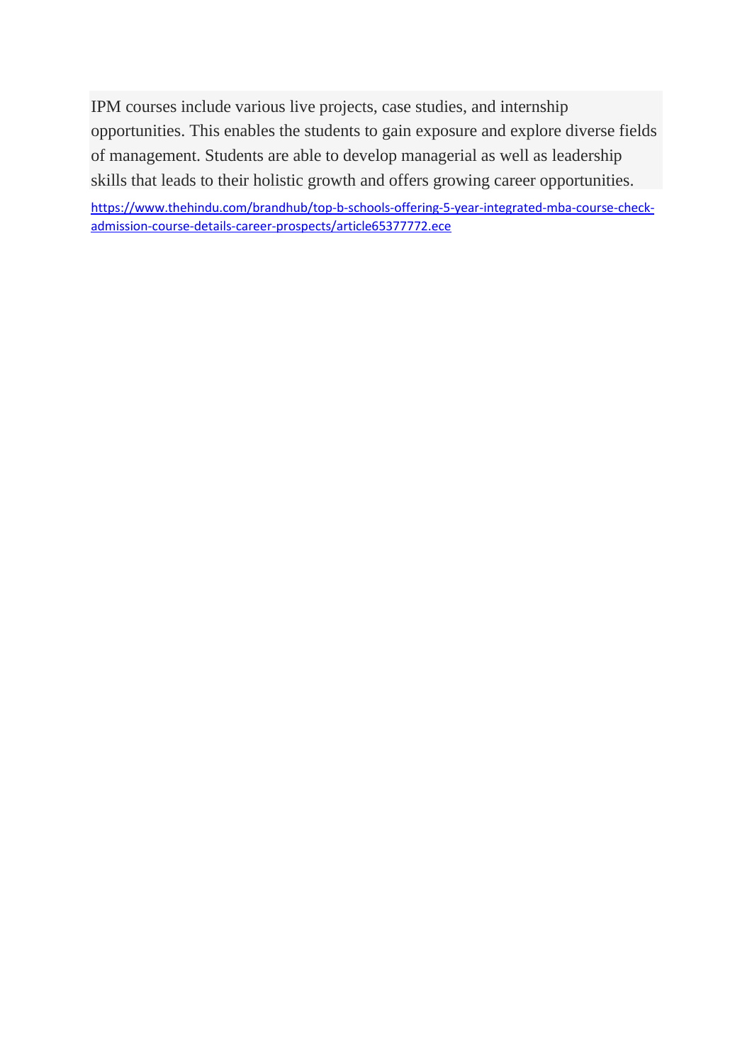IPM courses include various live projects, case studies, and internship opportunities. This enables the students to gain exposure and explore diverse fields of management. Students are able to develop managerial as well as leadership skills that leads to their holistic growth and offers growing career opportunities.

https://www.thehindu.com/brandhub/top-b-schools-offering-5-year-integrated-mba-course-check-admission-course-details-career-prospects/article65377772.ece